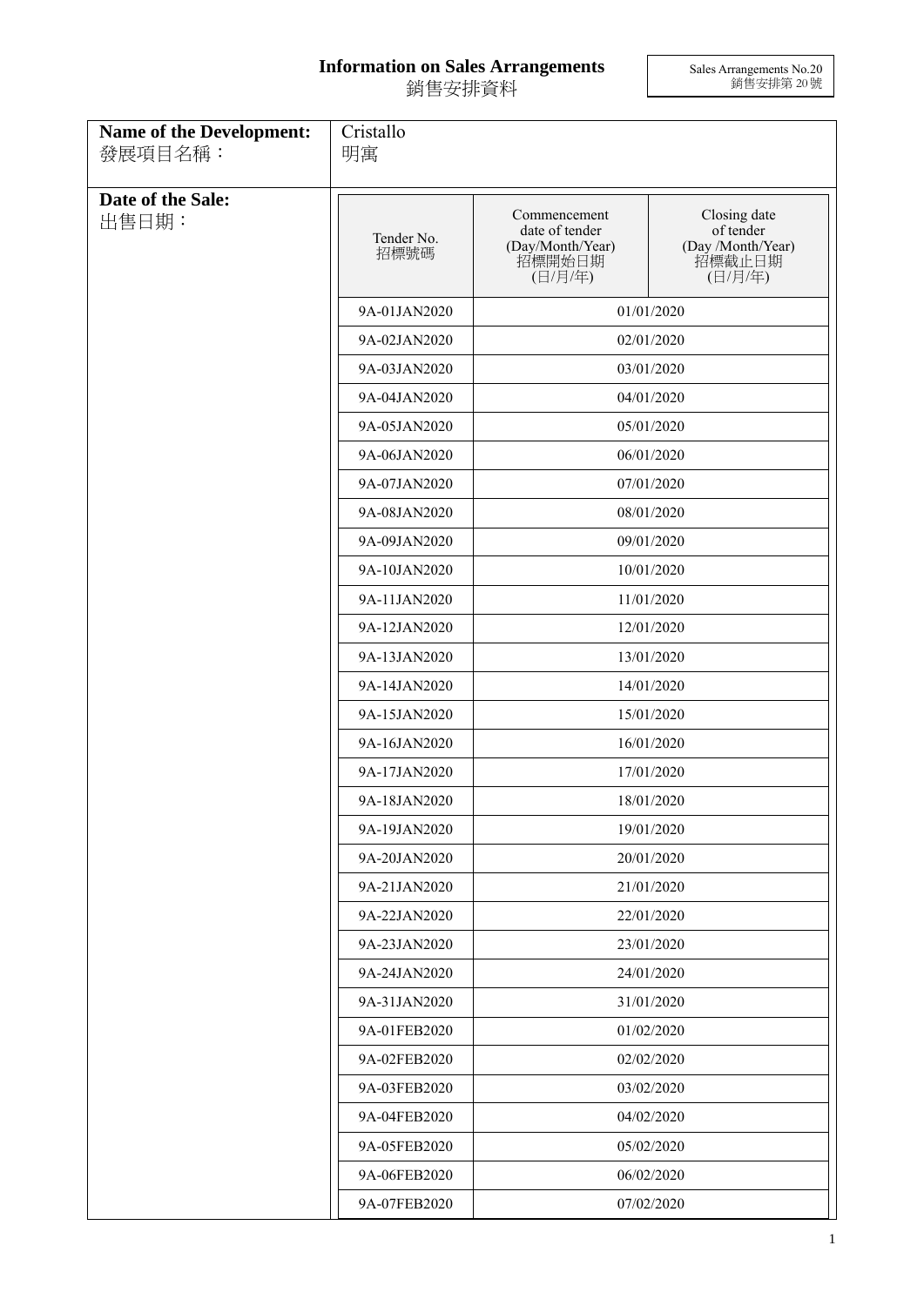# Information on Sales Arrangements
# 銷售安排資料

Sales Arrangements No.20
銷售安排第 20 號

| **Name of the Development:** 發展項目名稱： | Cristallo 明寓 | | |
|---|---|---|---|
| **Date of the Sale:** 出售日期： | Tender No. 招標號碼 | Commencement date of tender (Day/Month/Year) 招標開始日期 (日/月/年) | Closing date of tender (Day /Month/Year) 招標截止日期 (日/月/年) |
| | 9A-01JAN2020 | 01/01/2020 | |
| | 9A-02JAN2020 | 02/01/2020 | |
| | 9A-03JAN2020 | 03/01/2020 | |
| | 9A-04JAN2020 | 04/01/2020 | |
| | 9A-05JAN2020 | 05/01/2020 | |
| | 9A-06JAN2020 | 06/01/2020 | |
| | 9A-07JAN2020 | 07/01/2020 | |
| | 9A-08JAN2020 | 08/01/2020 | |
| | 9A-09JAN2020 | 09/01/2020 | |
| | 9A-10JAN2020 | 10/01/2020 | |
| | 9A-11JAN2020 | 11/01/2020 | |
| | 9A-12JAN2020 | 12/01/2020 | |
| | 9A-13JAN2020 | 13/01/2020 | |
| | 9A-14JAN2020 | 14/01/2020 | |
| | 9A-15JAN2020 | 15/01/2020 | |
| | 9A-16JAN2020 | 16/01/2020 | |
| | 9A-17JAN2020 | 17/01/2020 | |
| | 9A-18JAN2020 | 18/01/2020 | |
| | 9A-19JAN2020 | 19/01/2020 | |
| | 9A-20JAN2020 | 20/01/2020 | |
| | 9A-21JAN2020 | 21/01/2020 | |
| | 9A-22JAN2020 | 22/01/2020 | |
| | 9A-23JAN2020 | 23/01/2020 | |
| | 9A-24JAN2020 | 24/01/2020 | |
| | 9A-31JAN2020 | 31/01/2020 | |
| | 9A-01FEB2020 | 01/02/2020 | |
| | 9A-02FEB2020 | 02/02/2020 | |
| | 9A-03FEB2020 | 03/02/2020 | |
| | 9A-04FEB2020 | 04/02/2020 | |
| | 9A-05FEB2020 | 05/02/2020 | |
| | 9A-06FEB2020 | 06/02/2020 | |
| | 9A-07FEB2020 | 07/02/2020 | |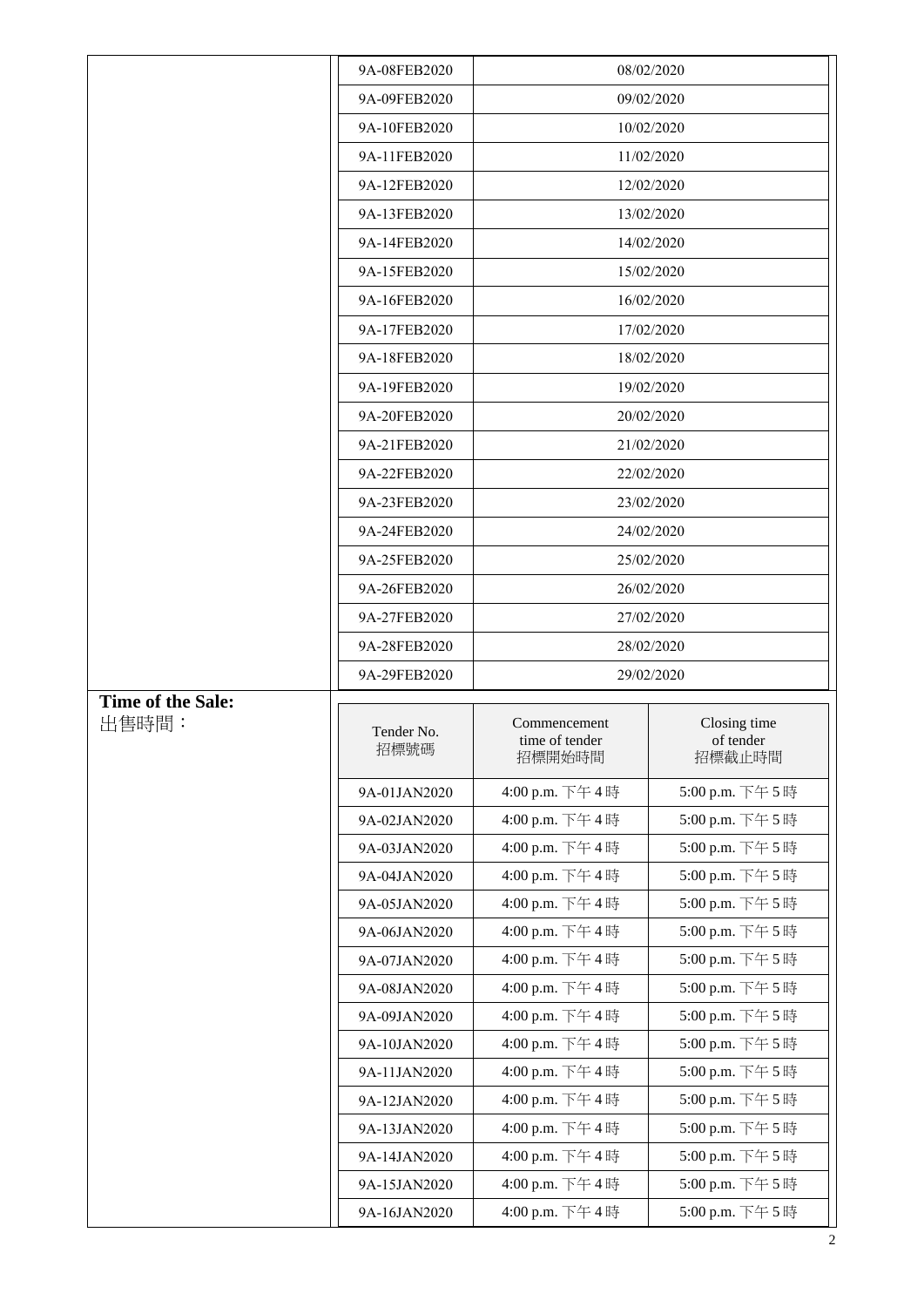| | Tender No. | Date |
|---|---|---|
| | 9A-08FEB2020 | 08/02/2020 |
| | 9A-09FEB2020 | 09/02/2020 |
| | 9A-10FEB2020 | 10/02/2020 |
| | 9A-11FEB2020 | 11/02/2020 |
| | 9A-12FEB2020 | 12/02/2020 |
| | 9A-13FEB2020 | 13/02/2020 |
| | 9A-14FEB2020 | 14/02/2020 |
| | 9A-15FEB2020 | 15/02/2020 |
| | 9A-16FEB2020 | 16/02/2020 |
| | 9A-17FEB2020 | 17/02/2020 |
| | 9A-18FEB2020 | 18/02/2020 |
| | 9A-19FEB2020 | 19/02/2020 |
| | 9A-20FEB2020 | 20/02/2020 |
| | 9A-21FEB2020 | 21/02/2020 |
| | 9A-22FEB2020 | 22/02/2020 |
| | 9A-23FEB2020 | 23/02/2020 |
| | 9A-24FEB2020 | 24/02/2020 |
| | 9A-25FEB2020 | 25/02/2020 |
| | 9A-26FEB2020 | 26/02/2020 |
| | 9A-27FEB2020 | 27/02/2020 |
| | 9A-28FEB2020 | 28/02/2020 |
| | 9A-29FEB2020 | 29/02/2020 |

**Time of the Sale:**
出售時間：

| Tender No. 招標號碼 | Commencement time of tender 招標開始時間 | Closing time of tender 招標截止時間 |
|---|---|---|
| 9A-01JAN2020 | 4:00 p.m. 下午 4 時 | 5:00 p.m. 下午 5 時 |
| 9A-02JAN2020 | 4:00 p.m. 下午 4 時 | 5:00 p.m. 下午 5 時 |
| 9A-03JAN2020 | 4:00 p.m. 下午 4 時 | 5:00 p.m. 下午 5 時 |
| 9A-04JAN2020 | 4:00 p.m. 下午 4 時 | 5:00 p.m. 下午 5 時 |
| 9A-05JAN2020 | 4:00 p.m. 下午 4 時 | 5:00 p.m. 下午 5 時 |
| 9A-06JAN2020 | 4:00 p.m. 下午 4 時 | 5:00 p.m. 下午 5 時 |
| 9A-07JAN2020 | 4:00 p.m. 下午 4 時 | 5:00 p.m. 下午 5 時 |
| 9A-08JAN2020 | 4:00 p.m. 下午 4 時 | 5:00 p.m. 下午 5 時 |
| 9A-09JAN2020 | 4:00 p.m. 下午 4 時 | 5:00 p.m. 下午 5 時 |
| 9A-10JAN2020 | 4:00 p.m. 下午 4 時 | 5:00 p.m. 下午 5 時 |
| 9A-11JAN2020 | 4:00 p.m. 下午 4 時 | 5:00 p.m. 下午 5 時 |
| 9A-12JAN2020 | 4:00 p.m. 下午 4 時 | 5:00 p.m. 下午 5 時 |
| 9A-13JAN2020 | 4:00 p.m. 下午 4 時 | 5:00 p.m. 下午 5 時 |
| 9A-14JAN2020 | 4:00 p.m. 下午 4 時 | 5:00 p.m. 下午 5 時 |
| 9A-15JAN2020 | 4:00 p.m. 下午 4 時 | 5:00 p.m. 下午 5 時 |
| 9A-16JAN2020 | 4:00 p.m. 下午 4 時 | 5:00 p.m. 下午 5 時 |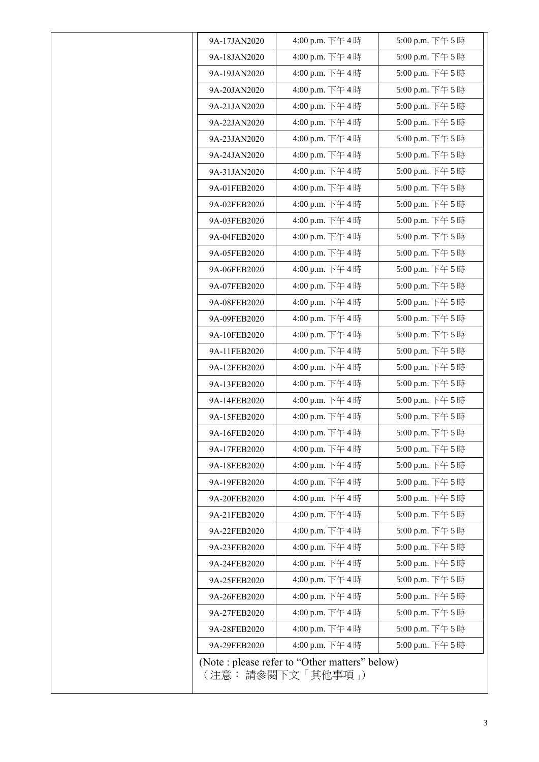| | | | |
|---|---|---|---|
| | 9A-17JAN2020 | 4:00 p.m. 下午 4 時 | 5:00 p.m. 下午 5 時 |
| | 9A-18JAN2020 | 4:00 p.m. 下午 4 時 | 5:00 p.m. 下午 5 時 |
| | 9A-19JAN2020 | 4:00 p.m. 下午 4 時 | 5:00 p.m. 下午 5 時 |
| | 9A-20JAN2020 | 4:00 p.m. 下午 4 時 | 5:00 p.m. 下午 5 時 |
| | 9A-21JAN2020 | 4:00 p.m. 下午 4 時 | 5:00 p.m. 下午 5 時 |
| | 9A-22JAN2020 | 4:00 p.m. 下午 4 時 | 5:00 p.m. 下午 5 時 |
| | 9A-23JAN2020 | 4:00 p.m. 下午 4 時 | 5:00 p.m. 下午 5 時 |
| | 9A-24JAN2020 | 4:00 p.m. 下午 4 時 | 5:00 p.m. 下午 5 時 |
| | 9A-31JAN2020 | 4:00 p.m. 下午 4 時 | 5:00 p.m. 下午 5 時 |
| | 9A-01FEB2020 | 4:00 p.m. 下午 4 時 | 5:00 p.m. 下午 5 時 |
| | 9A-02FEB2020 | 4:00 p.m. 下午 4 時 | 5:00 p.m. 下午 5 時 |
| | 9A-03FEB2020 | 4:00 p.m. 下午 4 時 | 5:00 p.m. 下午 5 時 |
| | 9A-04FEB2020 | 4:00 p.m. 下午 4 時 | 5:00 p.m. 下午 5 時 |
| | 9A-05FEB2020 | 4:00 p.m. 下午 4 時 | 5:00 p.m. 下午 5 時 |
| | 9A-06FEB2020 | 4:00 p.m. 下午 4 時 | 5:00 p.m. 下午 5 時 |
| | 9A-07FEB2020 | 4:00 p.m. 下午 4 時 | 5:00 p.m. 下午 5 時 |
| | 9A-08FEB2020 | 4:00 p.m. 下午 4 時 | 5:00 p.m. 下午 5 時 |
| | 9A-09FEB2020 | 4:00 p.m. 下午 4 時 | 5:00 p.m. 下午 5 時 |
| | 9A-10FEB2020 | 4:00 p.m. 下午 4 時 | 5:00 p.m. 下午 5 時 |
| | 9A-11FEB2020 | 4:00 p.m. 下午 4 時 | 5:00 p.m. 下午 5 時 |
| | 9A-12FEB2020 | 4:00 p.m. 下午 4 時 | 5:00 p.m. 下午 5 時 |
| | 9A-13FEB2020 | 4:00 p.m. 下午 4 時 | 5:00 p.m. 下午 5 時 |
| | 9A-14FEB2020 | 4:00 p.m. 下午 4 時 | 5:00 p.m. 下午 5 時 |
| | 9A-15FEB2020 | 4:00 p.m. 下午 4 時 | 5:00 p.m. 下午 5 時 |
| | 9A-16FEB2020 | 4:00 p.m. 下午 4 時 | 5:00 p.m. 下午 5 時 |
| | 9A-17FEB2020 | 4:00 p.m. 下午 4 時 | 5:00 p.m. 下午 5 時 |
| | 9A-18FEB2020 | 4:00 p.m. 下午 4 時 | 5:00 p.m. 下午 5 時 |
| | 9A-19FEB2020 | 4:00 p.m. 下午 4 時 | 5:00 p.m. 下午 5 時 |
| | 9A-20FEB2020 | 4:00 p.m. 下午 4 時 | 5:00 p.m. 下午 5 時 |
| | 9A-21FEB2020 | 4:00 p.m. 下午 4 時 | 5:00 p.m. 下午 5 時 |
| | 9A-22FEB2020 | 4:00 p.m. 下午 4 時 | 5:00 p.m. 下午 5 時 |
| | 9A-23FEB2020 | 4:00 p.m. 下午 4 時 | 5:00 p.m. 下午 5 時 |
| | 9A-24FEB2020 | 4:00 p.m. 下午 4 時 | 5:00 p.m. 下午 5 時 |
| | 9A-25FEB2020 | 4:00 p.m. 下午 4 時 | 5:00 p.m. 下午 5 時 |
| | 9A-26FEB2020 | 4:00 p.m. 下午 4 時 | 5:00 p.m. 下午 5 時 |
| | 9A-27FEB2020 | 4:00 p.m. 下午 4 時 | 5:00 p.m. 下午 5 時 |
| | 9A-28FEB2020 | 4:00 p.m. 下午 4 時 | 5:00 p.m. 下午 5 時 |
| | 9A-29FEB2020 | 4:00 p.m. 下午 4 時 | 5:00 p.m. 下午 5 時 |

(Note : please refer to "Other matters" below)
（注意： 請參閱下文「其他事項」）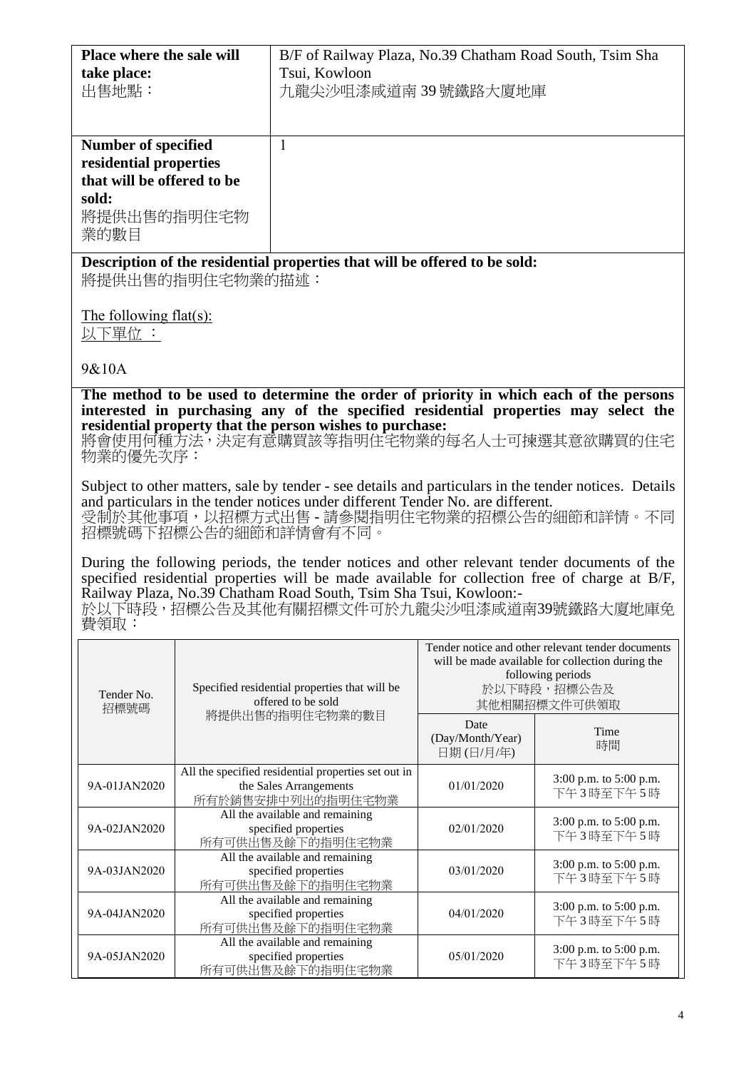| **Place where the sale will take place:** 出售地點： | B/F of Railway Plaza, No.39 Chatham Road South, Tsim Sha Tsui, Kowloon 九龍尖沙咀漆咸道南 39 號鐵路大廈地庫 |
| --- | --- |
| **Number of specified residential properties that will be offered to be sold:** 將提供出售的指明住宅物業的數目 | 1 |

**Description of the residential properties that will be offered to be sold:**
將提供出售的指明住宅物業的描述：

The following flat(s):
以下單位 ：

9&10A

**The method to be used to determine the order of priority in which each of the persons interested in purchasing any of the specified residential properties may select the residential property that the person wishes to purchase:**
將會使用何種方法，決定有意購買該等指明住宅物業的每名人士可揀選其意欲購買的住宅物業的優先次序：

Subject to other matters, sale by tender - see details and particulars in the tender notices. Details and particulars in the tender notices under different Tender No. are different.
受制於其他事項，以招標方式出售 - 請參閱指明住宅物業的招標公告的細節和詳情。不同招標號碼下招標公告的細節和詳情會有不同。

During the following periods, the tender notices and other relevant tender documents of the specified residential properties will be made available for collection free of charge at B/F, Railway Plaza, No.39 Chatham Road South, Tsim Sha Tsui, Kowloon:-
於以下時段，招標公告及其他有關招標文件可於九龍尖沙咀漆咸道南39號鐵路大廈地庫免費領取：

| Tender No. 招標號碼 | Specified residential properties that will be offered to be sold 將提供出售的指明住宅物業的數目 | Tender notice and other relevant tender documents will be made available for collection during the following periods 於以下時段，招標公告及其他相關招標文件可供領取 | |
| --- | --- | --- | --- |
| | | Date (Day/Month/Year) 日期 (日/月/年) | Time 時間 |
| 9A-01JAN2020 | All the specified residential properties set out in the Sales Arrangements 所有於銷售安排中列出的指明住宅物業 | 01/01/2020 | 3:00 p.m. to 5:00 p.m. 下午3時至下午5時 |
| 9A-02JAN2020 | All the available and remaining specified properties 所有可供出售及餘下的指明住宅物業 | 02/01/2020 | 3:00 p.m. to 5:00 p.m. 下午3時至下午5時 |
| 9A-03JAN2020 | All the available and remaining specified properties 所有可供出售及餘下的指明住宅物業 | 03/01/2020 | 3:00 p.m. to 5:00 p.m. 下午3時至下午5時 |
| 9A-04JAN2020 | All the available and remaining specified properties 所有可供出售及餘下的指明住宅物業 | 04/01/2020 | 3:00 p.m. to 5:00 p.m. 下午3時至下午5時 |
| 9A-05JAN2020 | All the available and remaining specified properties 所有可供出售及餘下的指明住宅物業 | 05/01/2020 | 3:00 p.m. to 5:00 p.m. 下午3時至下午5時 |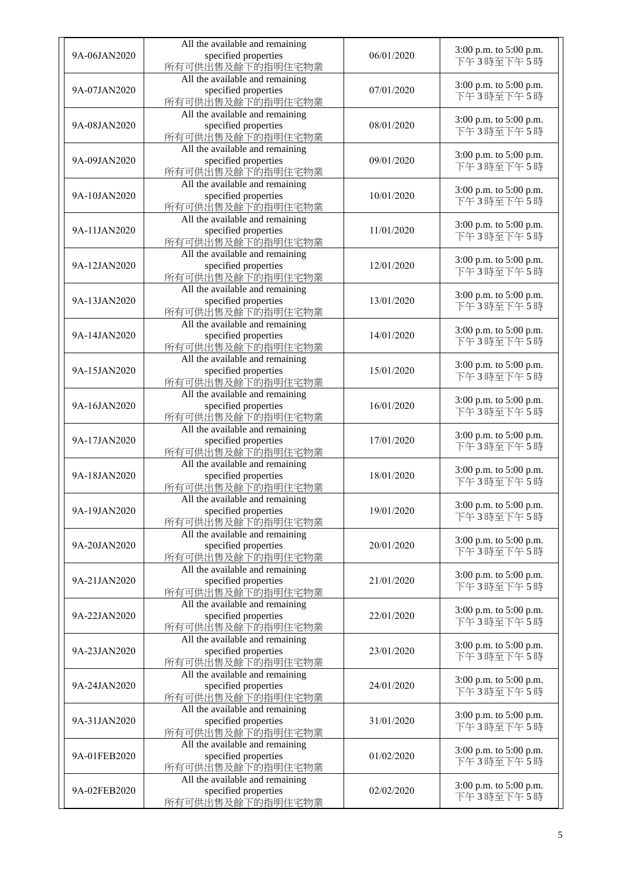| | | | |
|---|---|---|---|
| 9A-06JAN2020 | All the available and remaining specified properties<br>所有可供出售及餘下的指明住宅物業 | 06/01/2020 | 3:00 p.m. to 5:00 p.m.<br>下午3時至下午5時 |
| 9A-07JAN2020 | All the available and remaining specified properties<br>所有可供出售及餘下的指明住宅物業 | 07/01/2020 | 3:00 p.m. to 5:00 p.m.<br>下午3時至下午5時 |
| 9A-08JAN2020 | All the available and remaining specified properties<br>所有可供出售及餘下的指明住宅物業 | 08/01/2020 | 3:00 p.m. to 5:00 p.m.<br>下午3時至下午5時 |
| 9A-09JAN2020 | All the available and remaining specified properties<br>所有可供出售及餘下的指明住宅物業 | 09/01/2020 | 3:00 p.m. to 5:00 p.m.<br>下午3時至下午5時 |
| 9A-10JAN2020 | All the available and remaining specified properties<br>所有可供出售及餘下的指明住宅物業 | 10/01/2020 | 3:00 p.m. to 5:00 p.m.<br>下午3時至下午5時 |
| 9A-11JAN2020 | All the available and remaining specified properties<br>所有可供出售及餘下的指明住宅物業 | 11/01/2020 | 3:00 p.m. to 5:00 p.m.<br>下午3時至下午5時 |
| 9A-12JAN2020 | All the available and remaining specified properties<br>所有可供出售及餘下的指明住宅物業 | 12/01/2020 | 3:00 p.m. to 5:00 p.m.<br>下午3時至下午5時 |
| 9A-13JAN2020 | All the available and remaining specified properties<br>所有可供出售及餘下的指明住宅物業 | 13/01/2020 | 3:00 p.m. to 5:00 p.m.<br>下午3時至下午5時 |
| 9A-14JAN2020 | All the available and remaining specified properties<br>所有可供出售及餘下的指明住宅物業 | 14/01/2020 | 3:00 p.m. to 5:00 p.m.<br>下午3時至下午5時 |
| 9A-15JAN2020 | All the available and remaining specified properties<br>所有可供出售及餘下的指明住宅物業 | 15/01/2020 | 3:00 p.m. to 5:00 p.m.<br>下午3時至下午5時 |
| 9A-16JAN2020 | All the available and remaining specified properties<br>所有可供出售及餘下的指明住宅物業 | 16/01/2020 | 3:00 p.m. to 5:00 p.m.<br>下午3時至下午5時 |
| 9A-17JAN2020 | All the available and remaining specified properties<br>所有可供出售及餘下的指明住宅物業 | 17/01/2020 | 3:00 p.m. to 5:00 p.m.<br>下午3時至下午5時 |
| 9A-18JAN2020 | All the available and remaining specified properties<br>所有可供出售及餘下的指明住宅物業 | 18/01/2020 | 3:00 p.m. to 5:00 p.m.<br>下午3時至下午5時 |
| 9A-19JAN2020 | All the available and remaining specified properties<br>所有可供出售及餘下的指明住宅物業 | 19/01/2020 | 3:00 p.m. to 5:00 p.m.<br>下午3時至下午5時 |
| 9A-20JAN2020 | All the available and remaining specified properties<br>所有可供出售及餘下的指明住宅物業 | 20/01/2020 | 3:00 p.m. to 5:00 p.m.<br>下午3時至下午5時 |
| 9A-21JAN2020 | All the available and remaining specified properties<br>所有可供出售及餘下的指明住宅物業 | 21/01/2020 | 3:00 p.m. to 5:00 p.m.<br>下午3時至下午5時 |
| 9A-22JAN2020 | All the available and remaining specified properties<br>所有可供出售及餘下的指明住宅物業 | 22/01/2020 | 3:00 p.m. to 5:00 p.m.<br>下午3時至下午5時 |
| 9A-23JAN2020 | All the available and remaining specified properties<br>所有可供出售及餘下的指明住宅物業 | 23/01/2020 | 3:00 p.m. to 5:00 p.m.<br>下午3時至下午5時 |
| 9A-24JAN2020 | All the available and remaining specified properties<br>所有可供出售及餘下的指明住宅物業 | 24/01/2020 | 3:00 p.m. to 5:00 p.m.<br>下午3時至下午5時 |
| 9A-31JAN2020 | All the available and remaining specified properties<br>所有可供出售及餘下的指明住宅物業 | 31/01/2020 | 3:00 p.m. to 5:00 p.m.<br>下午3時至下午5時 |
| 9A-01FEB2020 | All the available and remaining specified properties<br>所有可供出售及餘下的指明住宅物業 | 01/02/2020 | 3:00 p.m. to 5:00 p.m.<br>下午3時至下午5時 |
| 9A-02FEB2020 | All the available and remaining specified properties<br>所有可供出售及餘下的指明住宅物業 | 02/02/2020 | 3:00 p.m. to 5:00 p.m.<br>下午3時至下午5時 |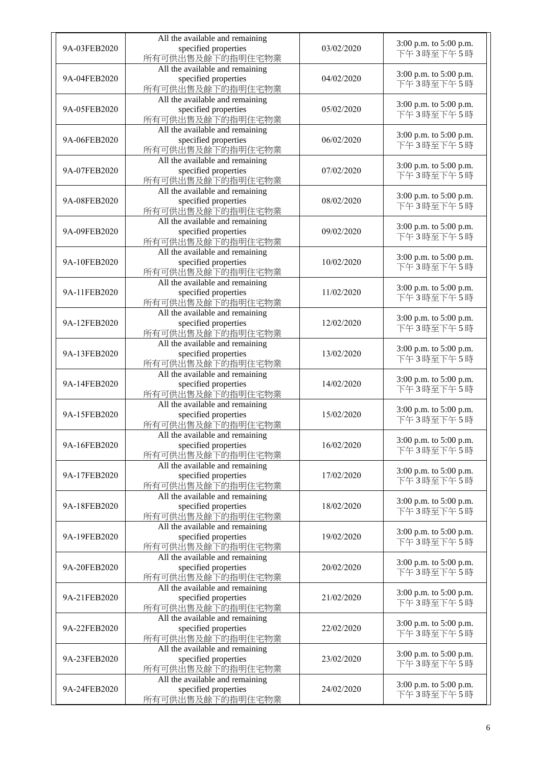| | | | |
|---|---|---|---|
| 9A-03FEB2020 | All the available and remaining specified properties<br>所有可供出售及餘下的指明住宅物業 | 03/02/2020 | 3:00 p.m. to 5:00 p.m.<br>下午3時至下午5時 |
| 9A-04FEB2020 | All the available and remaining specified properties<br>所有可供出售及餘下的指明住宅物業 | 04/02/2020 | 3:00 p.m. to 5:00 p.m.<br>下午3時至下午5時 |
| 9A-05FEB2020 | All the available and remaining specified properties<br>所有可供出售及餘下的指明住宅物業 | 05/02/2020 | 3:00 p.m. to 5:00 p.m.<br>下午3時至下午5時 |
| 9A-06FEB2020 | All the available and remaining specified properties<br>所有可供出售及餘下的指明住宅物業 | 06/02/2020 | 3:00 p.m. to 5:00 p.m.<br>下午3時至下午5時 |
| 9A-07FEB2020 | All the available and remaining specified properties<br>所有可供出售及餘下的指明住宅物業 | 07/02/2020 | 3:00 p.m. to 5:00 p.m.<br>下午3時至下午5時 |
| 9A-08FEB2020 | All the available and remaining specified properties<br>所有可供出售及餘下的指明住宅物業 | 08/02/2020 | 3:00 p.m. to 5:00 p.m.<br>下午3時至下午5時 |
| 9A-09FEB2020 | All the available and remaining specified properties<br>所有可供出售及餘下的指明住宅物業 | 09/02/2020 | 3:00 p.m. to 5:00 p.m.<br>下午3時至下午5時 |
| 9A-10FEB2020 | All the available and remaining specified properties<br>所有可供出售及餘下的指明住宅物業 | 10/02/2020 | 3:00 p.m. to 5:00 p.m.<br>下午3時至下午5時 |
| 9A-11FEB2020 | All the available and remaining specified properties<br>所有可供出售及餘下的指明住宅物業 | 11/02/2020 | 3:00 p.m. to 5:00 p.m.<br>下午3時至下午5時 |
| 9A-12FEB2020 | All the available and remaining specified properties<br>所有可供出售及餘下的指明住宅物業 | 12/02/2020 | 3:00 p.m. to 5:00 p.m.<br>下午3時至下午5時 |
| 9A-13FEB2020 | All the available and remaining specified properties<br>所有可供出售及餘下的指明住宅物業 | 13/02/2020 | 3:00 p.m. to 5:00 p.m.<br>下午3時至下午5時 |
| 9A-14FEB2020 | All the available and remaining specified properties<br>所有可供出售及餘下的指明住宅物業 | 14/02/2020 | 3:00 p.m. to 5:00 p.m.<br>下午3時至下午5時 |
| 9A-15FEB2020 | All the available and remaining specified properties<br>所有可供出售及餘下的指明住宅物業 | 15/02/2020 | 3:00 p.m. to 5:00 p.m.<br>下午3時至下午5時 |
| 9A-16FEB2020 | All the available and remaining specified properties<br>所有可供出售及餘下的指明住宅物業 | 16/02/2020 | 3:00 p.m. to 5:00 p.m.<br>下午3時至下午5時 |
| 9A-17FEB2020 | All the available and remaining specified properties<br>所有可供出售及餘下的指明住宅物業 | 17/02/2020 | 3:00 p.m. to 5:00 p.m.<br>下午3時至下午5時 |
| 9A-18FEB2020 | All the available and remaining specified properties<br>所有可供出售及餘下的指明住宅物業 | 18/02/2020 | 3:00 p.m. to 5:00 p.m.<br>下午3時至下午5時 |
| 9A-19FEB2020 | All the available and remaining specified properties<br>所有可供出售及餘下的指明住宅物業 | 19/02/2020 | 3:00 p.m. to 5:00 p.m.<br>下午3時至下午5時 |
| 9A-20FEB2020 | All the available and remaining specified properties<br>所有可供出售及餘下的指明住宅物業 | 20/02/2020 | 3:00 p.m. to 5:00 p.m.<br>下午3時至下午5時 |
| 9A-21FEB2020 | All the available and remaining specified properties<br>所有可供出售及餘下的指明住宅物業 | 21/02/2020 | 3:00 p.m. to 5:00 p.m.<br>下午3時至下午5時 |
| 9A-22FEB2020 | All the available and remaining specified properties<br>所有可供出售及餘下的指明住宅物業 | 22/02/2020 | 3:00 p.m. to 5:00 p.m.<br>下午3時至下午5時 |
| 9A-23FEB2020 | All the available and remaining specified properties<br>所有可供出售及餘下的指明住宅物業 | 23/02/2020 | 3:00 p.m. to 5:00 p.m.<br>下午3時至下午5時 |
| 9A-24FEB2020 | All the available and remaining specified properties<br>所有可供出售及餘下的指明住宅物業 | 24/02/2020 | 3:00 p.m. to 5:00 p.m.<br>下午3時至下午5時 |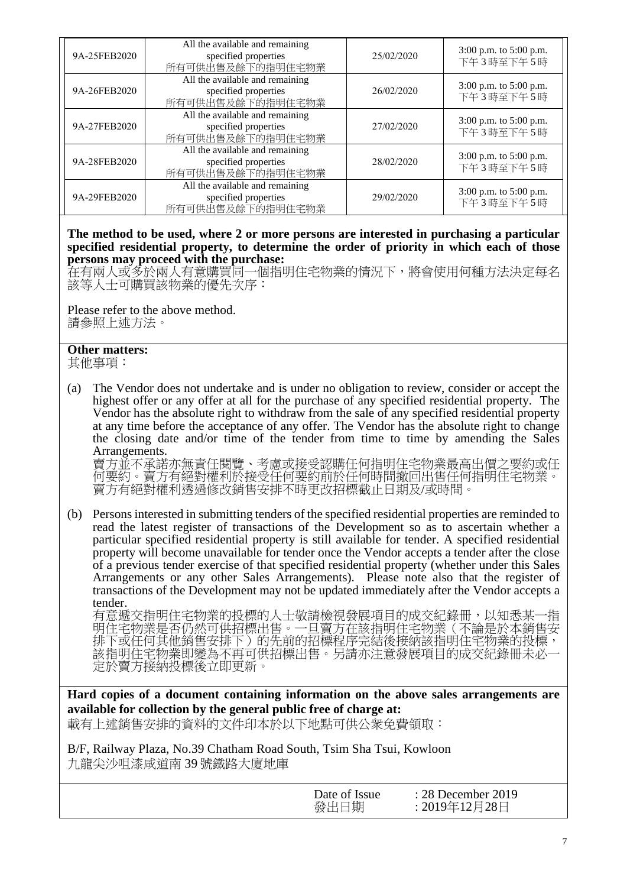| | | | |
|---|---|---|---|
| 9A-25FEB2020 | All the available and remaining specified properties<br>所有可供出售及餘下的指明住宅物業 | 25/02/2020 | 3:00 p.m. to 5:00 p.m.<br>下午3時至下午5時 |
| 9A-26FEB2020 | All the available and remaining specified properties<br>所有可供出售及餘下的指明住宅物業 | 26/02/2020 | 3:00 p.m. to 5:00 p.m.<br>下午3時至下午5時 |
| 9A-27FEB2020 | All the available and remaining specified properties<br>所有可供出售及餘下的指明住宅物業 | 27/02/2020 | 3:00 p.m. to 5:00 p.m.<br>下午3時至下午5時 |
| 9A-28FEB2020 | All the available and remaining specified properties<br>所有可供出售及餘下的指明住宅物業 | 28/02/2020 | 3:00 p.m. to 5:00 p.m.<br>下午3時至下午5時 |
| 9A-29FEB2020 | All the available and remaining specified properties<br>所有可供出售及餘下的指明住宅物業 | 29/02/2020 | 3:00 p.m. to 5:00 p.m.<br>下午3時至下午5時 |

**The method to be used, where 2 or more persons are interested in purchasing a particular specified residential property, to determine the order of priority in which each of those persons may proceed with the purchase:**
在有兩人或多於兩人有意購買同一個指明住宅物業的情況下，將會使用何種方法決定每名該等人士可購買該物業的優先次序：

Please refer to the above method.
請參照上述方法。

**Other matters:**
其他事項：

(a) The Vendor does not undertake and is under no obligation to review, consider or accept the highest offer or any offer at all for the purchase of any specified residential property. The Vendor has the absolute right to withdraw from the sale of any specified residential property at any time before the acceptance of any offer. The Vendor has the absolute right to change the closing date and/or time of the tender from time to time by amending the Sales Arrangements.
賣方並不承諾亦無責任閱覽、考慮或接受認購任何指明住宅物業最高出價之要約或任何要約。賣方有絕對權利於接受任何要約前於任何時間撤回出售任何指明住宅物業。賣方有絕對權利透過修改銷售安排不時更改招標截止日期及/或時間。

(b) Persons interested in submitting tenders of the specified residential properties are reminded to read the latest register of transactions of the Development so as to ascertain whether a particular specified residential property is still available for tender. A specified residential property will become unavailable for tender once the Vendor accepts a tender after the close of a previous tender exercise of that specified residential property (whether under this Sales Arrangements or any other Sales Arrangements). Please note also that the register of transactions of the Development may not be updated immediately after the Vendor accepts a tender.
有意遞交指明住宅物業的投標的人士敬請檢視發展項目的成交紀錄冊，以知悉某一指明住宅物業是否仍然可供招標出售。一旦賣方在該指明住宅物業（不論是於本銷售安排下或任何其他銷售安排下）的先前的招標程序完結後接納該指明住宅物業的投標，該指明住宅物業即變為不再可供招標出售。另請亦注意發展項目的成交紀錄冊未必一定於賣方接納投標後立即更新。

**Hard copies of a document containing information on the above sales arrangements are available for collection by the general public free of charge at:**
載有上述銷售安排的資料的文件印本於以下地點可供公眾免費領取：

B/F, Railway Plaza, No.39 Chatham Road South, Tsim Sha Tsui, Kowloon
九龍尖沙咀漆咸道南39號鐵路大廈地庫

Date of Issue : 28 December 2019
發出日期 : 2019年12月28日